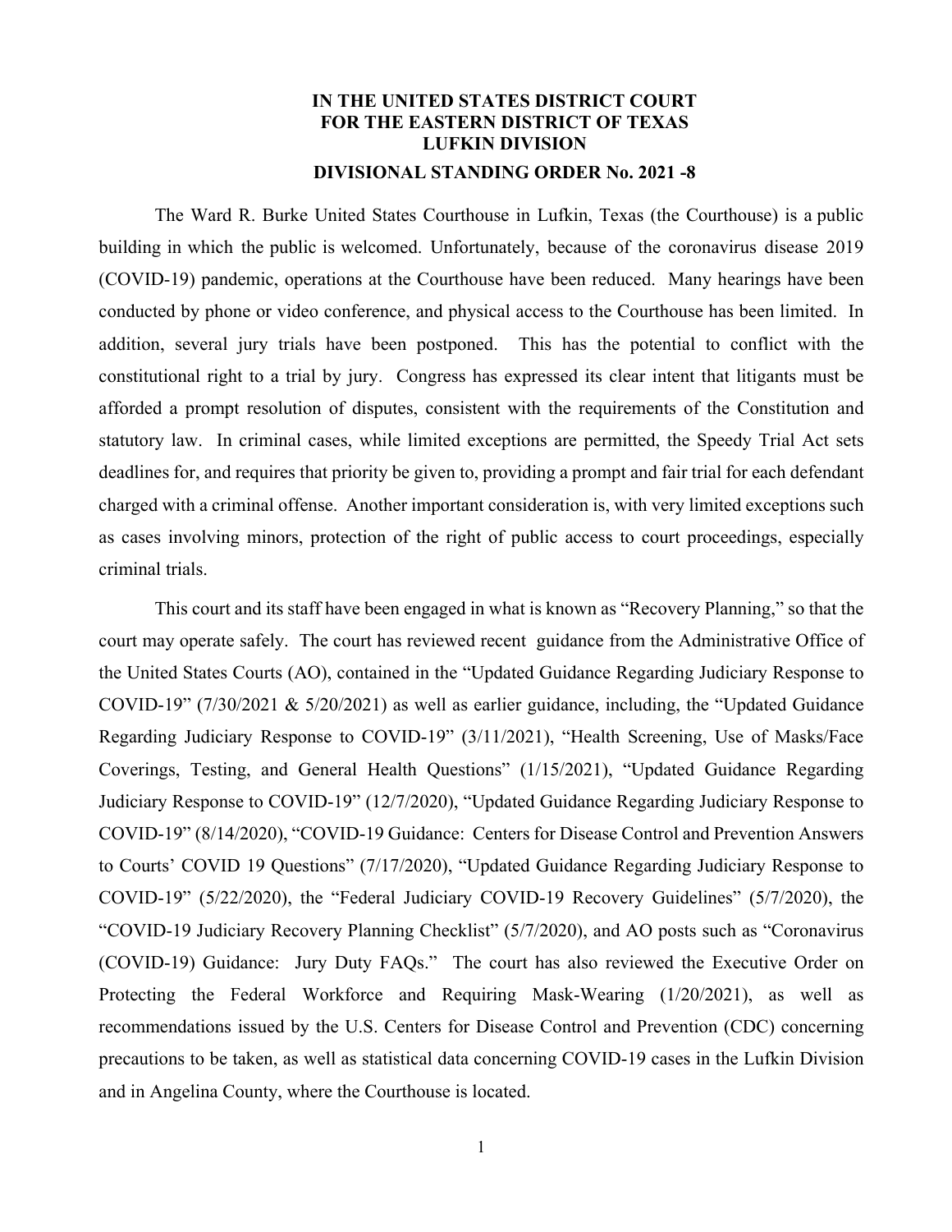**IN THE UNITED STATES DISTRICT COURT**
**FOR THE EASTERN DISTRICT OF TEXAS**
**LUFKIN DIVISION**

**DIVISIONAL STANDING ORDER No. 2021 -8**

The Ward R. Burke United States Courthouse in Lufkin, Texas (the Courthouse) is a public building in which the public is welcomed. Unfortunately, because of the coronavirus disease 2019 (COVID-19) pandemic, operations at the Courthouse have been reduced. Many hearings have been conducted by phone or video conference, and physical access to the Courthouse has been limited. In addition, several jury trials have been postponed. This has the potential to conflict with the constitutional right to a trial by jury. Congress has expressed its clear intent that litigants must be afforded a prompt resolution of disputes, consistent with the requirements of the Constitution and statutory law. In criminal cases, while limited exceptions are permitted, the Speedy Trial Act sets deadlines for, and requires that priority be given to, providing a prompt and fair trial for each defendant charged with a criminal offense. Another important consideration is, with very limited exceptions such as cases involving minors, protection of the right of public access to court proceedings, especially criminal trials.

This court and its staff have been engaged in what is known as "Recovery Planning," so that the court may operate safely. The court has reviewed recent guidance from the Administrative Office of the United States Courts (AO), contained in the "Updated Guidance Regarding Judiciary Response to COVID-19" (7/30/2021 & 5/20/2021) as well as earlier guidance, including, the "Updated Guidance Regarding Judiciary Response to COVID-19" (3/11/2021), "Health Screening, Use of Masks/Face Coverings, Testing, and General Health Questions" (1/15/2021), "Updated Guidance Regarding Judiciary Response to COVID-19" (12/7/2020), "Updated Guidance Regarding Judiciary Response to COVID-19" (8/14/2020), "COVID-19 Guidance: Centers for Disease Control and Prevention Answers to Courts' COVID 19 Questions" (7/17/2020), "Updated Guidance Regarding Judiciary Response to COVID-19" (5/22/2020), the "Federal Judiciary COVID-19 Recovery Guidelines" (5/7/2020), the "COVID-19 Judiciary Recovery Planning Checklist" (5/7/2020), and AO posts such as "Coronavirus (COVID-19) Guidance: Jury Duty FAQs." The court has also reviewed the Executive Order on Protecting the Federal Workforce and Requiring Mask-Wearing (1/20/2021), as well as recommendations issued by the U.S. Centers for Disease Control and Prevention (CDC) concerning precautions to be taken, as well as statistical data concerning COVID-19 cases in the Lufkin Division and in Angelina County, where the Courthouse is located.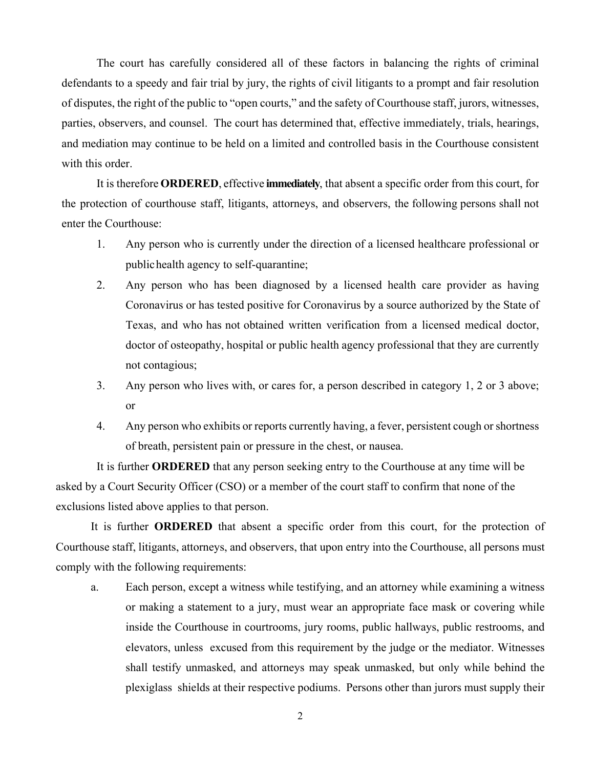The court has carefully considered all of these factors in balancing the rights of criminal defendants to a speedy and fair trial by jury, the rights of civil litigants to a prompt and fair resolution of disputes, the right of the public to "open courts," and the safety of Courthouse staff, jurors, witnesses, parties, observers, and counsel. The court has determined that, effective immediately, trials, hearings, and mediation may continue to be held on a limited and controlled basis in the Courthouse consistent with this order.

It is therefore **ORDERED**, effective **immediately**, that absent a specific order from this court, for the protection of courthouse staff, litigants, attorneys, and observers, the following persons shall not enter the Courthouse:

1. Any person who is currently under the direction of a licensed healthcare professional or public health agency to self-quarantine;
2. Any person who has been diagnosed by a licensed health care provider as having Coronavirus or has tested positive for Coronavirus by a source authorized by the State of Texas, and who has not obtained written verification from a licensed medical doctor, doctor of osteopathy, hospital or public health agency professional that they are currently not contagious;
3. Any person who lives with, or cares for, a person described in category 1, 2 or 3 above; or
4. Any person who exhibits or reports currently having, a fever, persistent cough or shortness of breath, persistent pain or pressure in the chest, or nausea.

It is further **ORDERED** that any person seeking entry to the Courthouse at any time will be asked by a Court Security Officer (CSO) or a member of the court staff to confirm that none of the exclusions listed above applies to that person.

It is further **ORDERED** that absent a specific order from this court, for the protection of Courthouse staff, litigants, attorneys, and observers, that upon entry into the Courthouse, all persons must comply with the following requirements:

a. Each person, except a witness while testifying, and an attorney while examining a witness or making a statement to a jury, must wear an appropriate face mask or covering while inside the Courthouse in courtrooms, jury rooms, public hallways, public restrooms, and elevators, unless excused from this requirement by the judge or the mediator. Witnesses shall testify unmasked, and attorneys may speak unmasked, but only while behind the plexiglass shields at their respective podiums. Persons other than jurors must supply their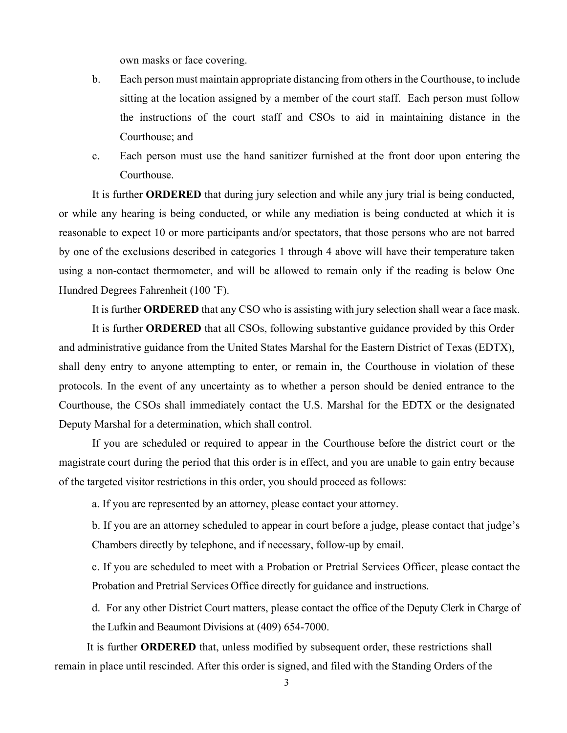own masks or face covering.

b. Each person must maintain appropriate distancing from others in the Courthouse, to include sitting at the location assigned by a member of the court staff. Each person must follow the instructions of the court staff and CSOs to aid in maintaining distance in the Courthouse; and

c. Each person must use the hand sanitizer furnished at the front door upon entering the Courthouse.

It is further **ORDERED** that during jury selection and while any jury trial is being conducted, or while any hearing is being conducted, or while any mediation is being conducted at which it is reasonable to expect 10 or more participants and/or spectators, that those persons who are not barred by one of the exclusions described in categories 1 through 4 above will have their temperature taken using a non-contact thermometer, and will be allowed to remain only if the reading is below One Hundred Degrees Fahrenheit (100 ˚F).

It is further **ORDERED** that any CSO who is assisting with jury selection shall wear a face mask.

It is further **ORDERED** that all CSOs, following substantive guidance provided by this Order and administrative guidance from the United States Marshal for the Eastern District of Texas (EDTX), shall deny entry to anyone attempting to enter, or remain in, the Courthouse in violation of these protocols. In the event of any uncertainty as to whether a person should be denied entrance to the Courthouse, the CSOs shall immediately contact the U.S. Marshal for the EDTX or the designated Deputy Marshal for a determination, which shall control.

If you are scheduled or required to appear in the Courthouse before the district court or the magistrate court during the period that this order is in effect, and you are unable to gain entry because of the targeted visitor restrictions in this order, you should proceed as follows:

a. If you are represented by an attorney, please contact your attorney.

b. If you are an attorney scheduled to appear in court before a judge, please contact that judge's Chambers directly by telephone, and if necessary, follow-up by email.

c. If you are scheduled to meet with a Probation or Pretrial Services Officer, please contact the Probation and Pretrial Services Office directly for guidance and instructions.

d. For any other District Court matters, please contact the office of the Deputy Clerk in Charge of the Lufkin and Beaumont Divisions at (409) 654-7000.

It is further **ORDERED** that, unless modified by subsequent order, these restrictions shall remain in place until rescinded. After this order is signed, and filed with the Standing Orders of the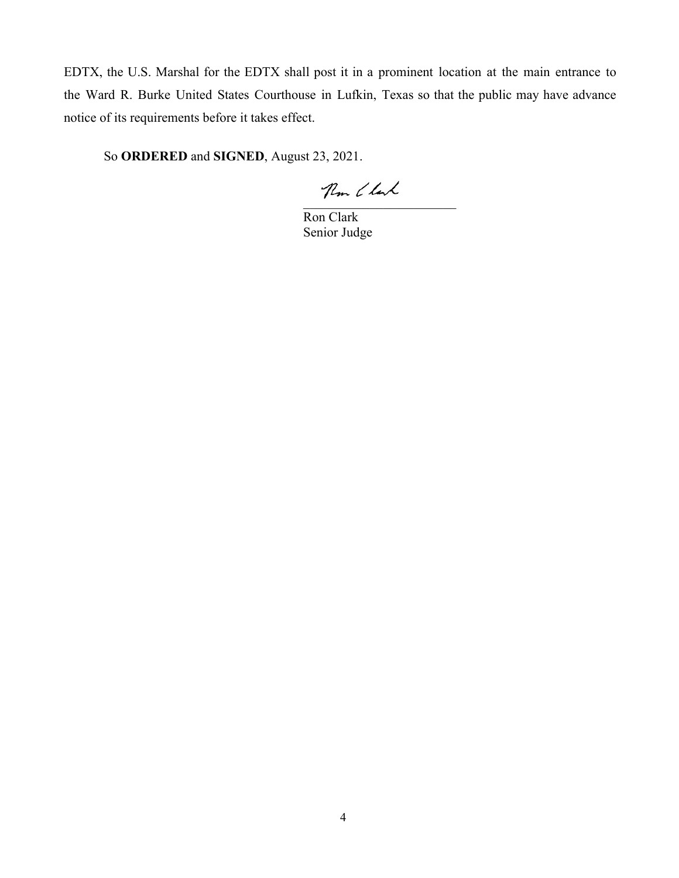EDTX, the U.S. Marshal for the EDTX shall post it in a prominent location at the main entrance to the Ward R. Burke United States Courthouse in Lufkin, Texas so that the public may have advance notice of its requirements before it takes effect.

So **ORDERED** and **SIGNED**, August 23, 2021.

Ron Clark
Senior Judge